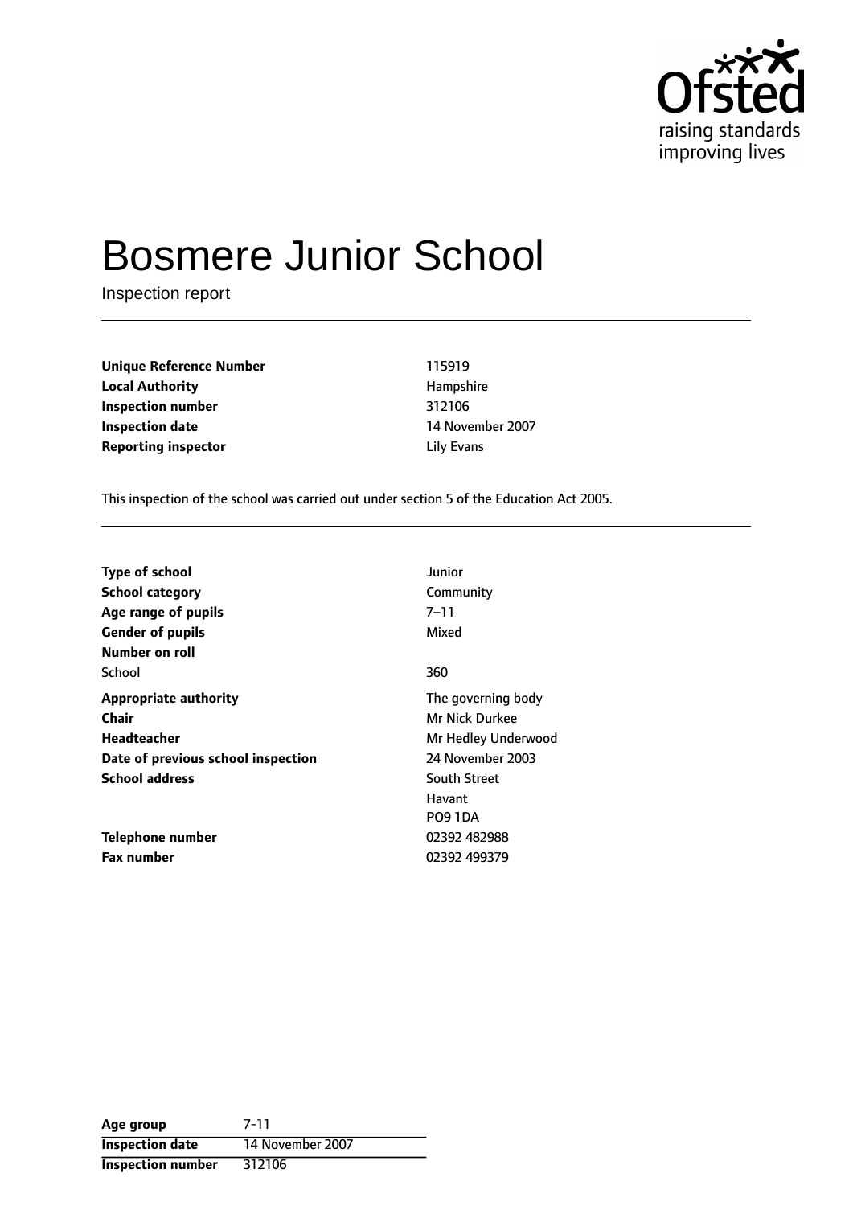# Bosmere Junior School

Inspection report

| | |
|---|---|
| **Unique Reference Number** | 115919 |
| **Local Authority** | Hampshire |
| **Inspection number** | 312106 |
| **Inspection date** | 14 November 2007 |
| **Reporting inspector** | Lily Evans |

This inspection of the school was carried out under section 5 of the Education Act 2005.

| | |
|---|---|
| **Type of school** | Junior |
| **School category** | Community |
| **Age range of pupils** | 7–11 |
| **Gender of pupils** | Mixed |
| **Number on roll** | |
| School | 360 |
| **Appropriate authority** | The governing body |
| **Chair** | Mr Nick Durkee |
| **Headteacher** | Mr Hedley Underwood |
| **Date of previous school inspection** | 24 November 2003 |
| **School address** | South Street<br>Havant<br>PO9 1DA |
| **Telephone number** | 02392 482988 |
| **Fax number** | 02392 499379 |

| **Age group** | 7-11 |
|---|---|
| **Inspection date** | 14 November 2007 |
| **Inspection number** | 312106 |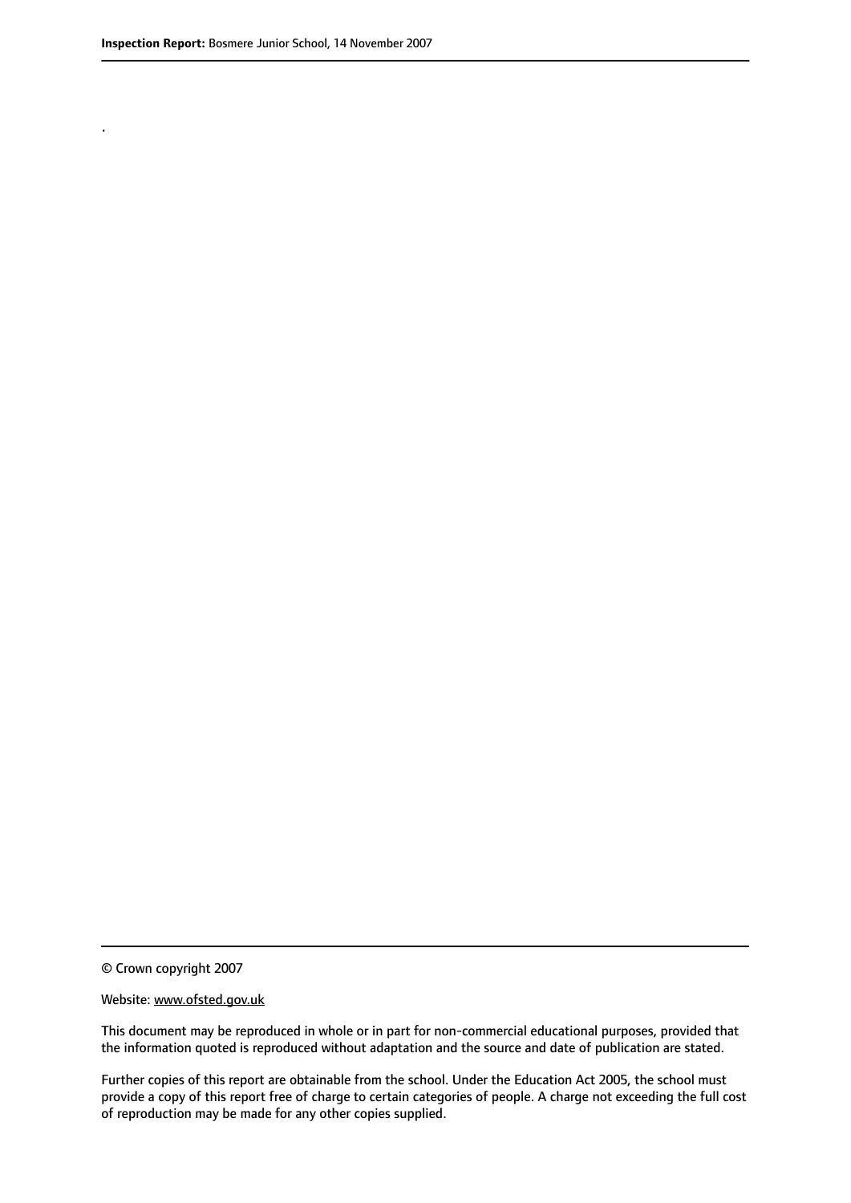.

© Crown copyright 2007

Website: www.ofsted.gov.uk

This document may be reproduced in whole or in part for non-commercial educational purposes, provided that the information quoted is reproduced without adaptation and the source and date of publication are stated.

Further copies of this report are obtainable from the school. Under the Education Act 2005, the school must provide a copy of this report free of charge to certain categories of people. A charge not exceeding the full cost of reproduction may be made for any other copies supplied.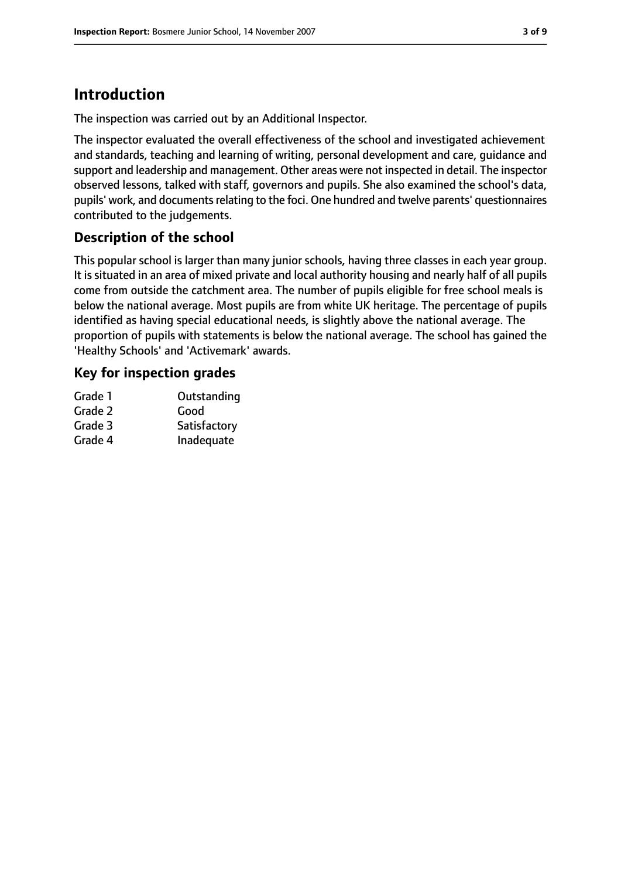# Introduction

The inspection was carried out by an Additional Inspector.

The inspector evaluated the overall effectiveness of the school and investigated achievement and standards, teaching and learning of writing, personal development and care, guidance and support and leadership and management. Other areas were not inspected in detail. The inspector observed lessons, talked with staff, governors and pupils. She also examined the school's data, pupils' work, and documents relating to the foci. One hundred and twelve parents' questionnaires contributed to the judgements.

## Description of the school

This popular school is larger than many junior schools, having three classes in each year group. It is situated in an area of mixed private and local authority housing and nearly half of all pupils come from outside the catchment area. The number of pupils eligible for free school meals is below the national average. Most pupils are from white UK heritage. The percentage of pupils identified as having special educational needs, is slightly above the national average. The proportion of pupils with statements is below the national average. The school has gained the 'Healthy Schools' and 'Activemark' awards.

## Key for inspection grades

| | |
|---|---|
| Grade 1 | Outstanding |
| Grade 2 | Good |
| Grade 3 | Satisfactory |
| Grade 4 | Inadequate |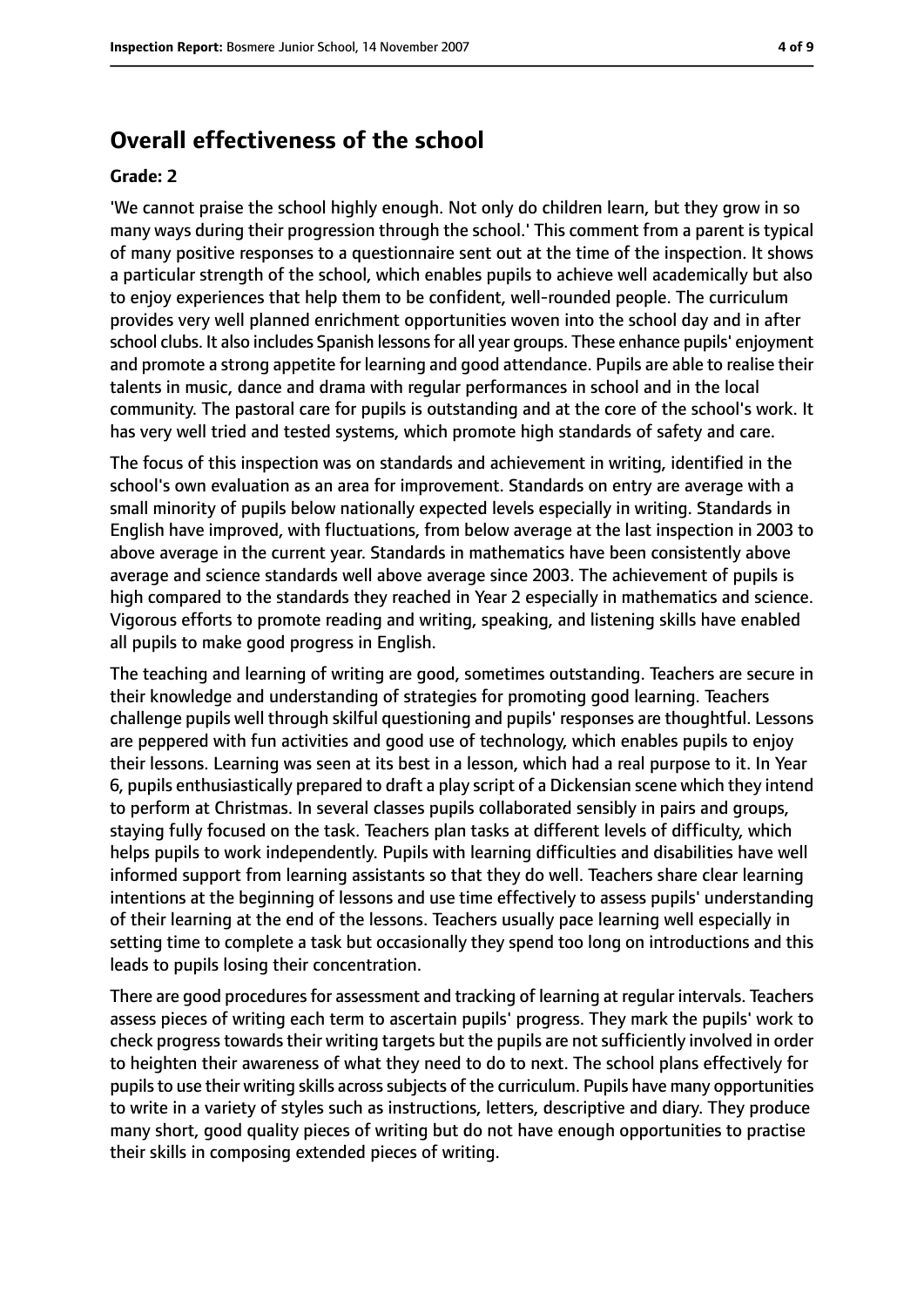## Overall effectiveness of the school

### Grade: 2

'We cannot praise the school highly enough. Not only do children learn, but they grow in so many ways during their progression through the school.' This comment from a parent is typical of many positive responses to a questionnaire sent out at the time of the inspection. It shows a particular strength of the school, which enables pupils to achieve well academically but also to enjoy experiences that help them to be confident, well-rounded people. The curriculum provides very well planned enrichment opportunities woven into the school day and in after school clubs. It also includes Spanish lessons for all year groups. These enhance pupils' enjoyment and promote a strong appetite for learning and good attendance. Pupils are able to realise their talents in music, dance and drama with regular performances in school and in the local community. The pastoral care for pupils is outstanding and at the core of the school's work. It has very well tried and tested systems, which promote high standards of safety and care.

The focus of this inspection was on standards and achievement in writing, identified in the school's own evaluation as an area for improvement. Standards on entry are average with a small minority of pupils below nationally expected levels especially in writing. Standards in English have improved, with fluctuations, from below average at the last inspection in 2003 to above average in the current year. Standards in mathematics have been consistently above average and science standards well above average since 2003. The achievement of pupils is high compared to the standards they reached in Year 2 especially in mathematics and science. Vigorous efforts to promote reading and writing, speaking, and listening skills have enabled all pupils to make good progress in English.

The teaching and learning of writing are good, sometimes outstanding. Teachers are secure in their knowledge and understanding of strategies for promoting good learning. Teachers challenge pupils well through skilful questioning and pupils' responses are thoughtful. Lessons are peppered with fun activities and good use of technology, which enables pupils to enjoy their lessons. Learning was seen at its best in a lesson, which had a real purpose to it. In Year 6, pupils enthusiastically prepared to draft a play script of a Dickensian scene which they intend to perform at Christmas. In several classes pupils collaborated sensibly in pairs and groups, staying fully focused on the task. Teachers plan tasks at different levels of difficulty, which helps pupils to work independently. Pupils with learning difficulties and disabilities have well informed support from learning assistants so that they do well. Teachers share clear learning intentions at the beginning of lessons and use time effectively to assess pupils' understanding of their learning at the end of the lessons. Teachers usually pace learning well especially in setting time to complete a task but occasionally they spend too long on introductions and this leads to pupils losing their concentration.

There are good procedures for assessment and tracking of learning at regular intervals. Teachers assess pieces of writing each term to ascertain pupils' progress. They mark the pupils' work to check progress towards their writing targets but the pupils are not sufficiently involved in order to heighten their awareness of what they need to do to next. The school plans effectively for pupils to use their writing skills across subjects of the curriculum. Pupils have many opportunities to write in a variety of styles such as instructions, letters, descriptive and diary. They produce many short, good quality pieces of writing but do not have enough opportunities to practise their skills in composing extended pieces of writing.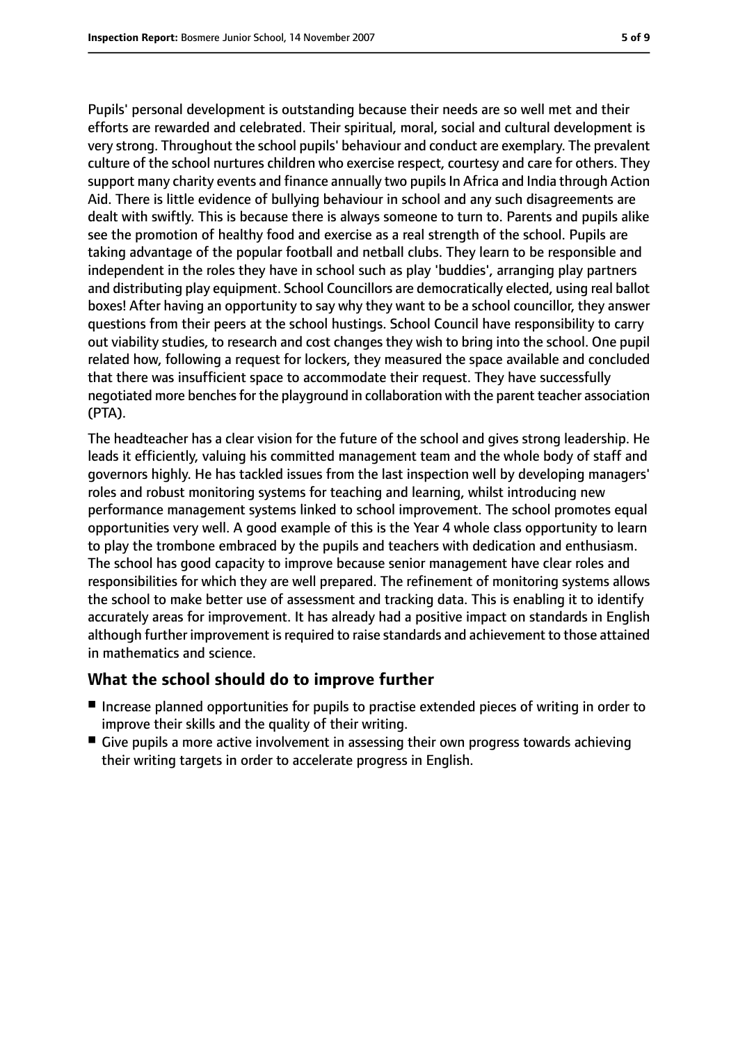Pupils' personal development is outstanding because their needs are so well met and their efforts are rewarded and celebrated. Their spiritual, moral, social and cultural development is very strong. Throughout the school pupils' behaviour and conduct are exemplary. The prevalent culture of the school nurtures children who exercise respect, courtesy and care for others. They support many charity events and finance annually two pupils In Africa and India through Action Aid. There is little evidence of bullying behaviour in school and any such disagreements are dealt with swiftly. This is because there is always someone to turn to. Parents and pupils alike see the promotion of healthy food and exercise as a real strength of the school. Pupils are taking advantage of the popular football and netball clubs. They learn to be responsible and independent in the roles they have in school such as play 'buddies', arranging play partners and distributing play equipment. School Councillors are democratically elected, using real ballot boxes! After having an opportunity to say why they want to be a school councillor, they answer questions from their peers at the school hustings. School Council have responsibility to carry out viability studies, to research and cost changes they wish to bring into the school. One pupil related how, following a request for lockers, they measured the space available and concluded that there was insufficient space to accommodate their request. They have successfully negotiated more benches for the playground in collaboration with the parent teacher association (PTA).

The headteacher has a clear vision for the future of the school and gives strong leadership. He leads it efficiently, valuing his committed management team and the whole body of staff and governors highly. He has tackled issues from the last inspection well by developing managers' roles and robust monitoring systems for teaching and learning, whilst introducing new performance management systems linked to school improvement. The school promotes equal opportunities very well. A good example of this is the Year 4 whole class opportunity to learn to play the trombone embraced by the pupils and teachers with dedication and enthusiasm. The school has good capacity to improve because senior management have clear roles and responsibilities for which they are well prepared. The refinement of monitoring systems allows the school to make better use of assessment and tracking data. This is enabling it to identify accurately areas for improvement. It has already had a positive impact on standards in English although further improvement is required to raise standards and achievement to those attained in mathematics and science.

## What the school should do to improve further

- Increase planned opportunities for pupils to practise extended pieces of writing in order to improve their skills and the quality of their writing.
- Give pupils a more active involvement in assessing their own progress towards achieving their writing targets in order to accelerate progress in English.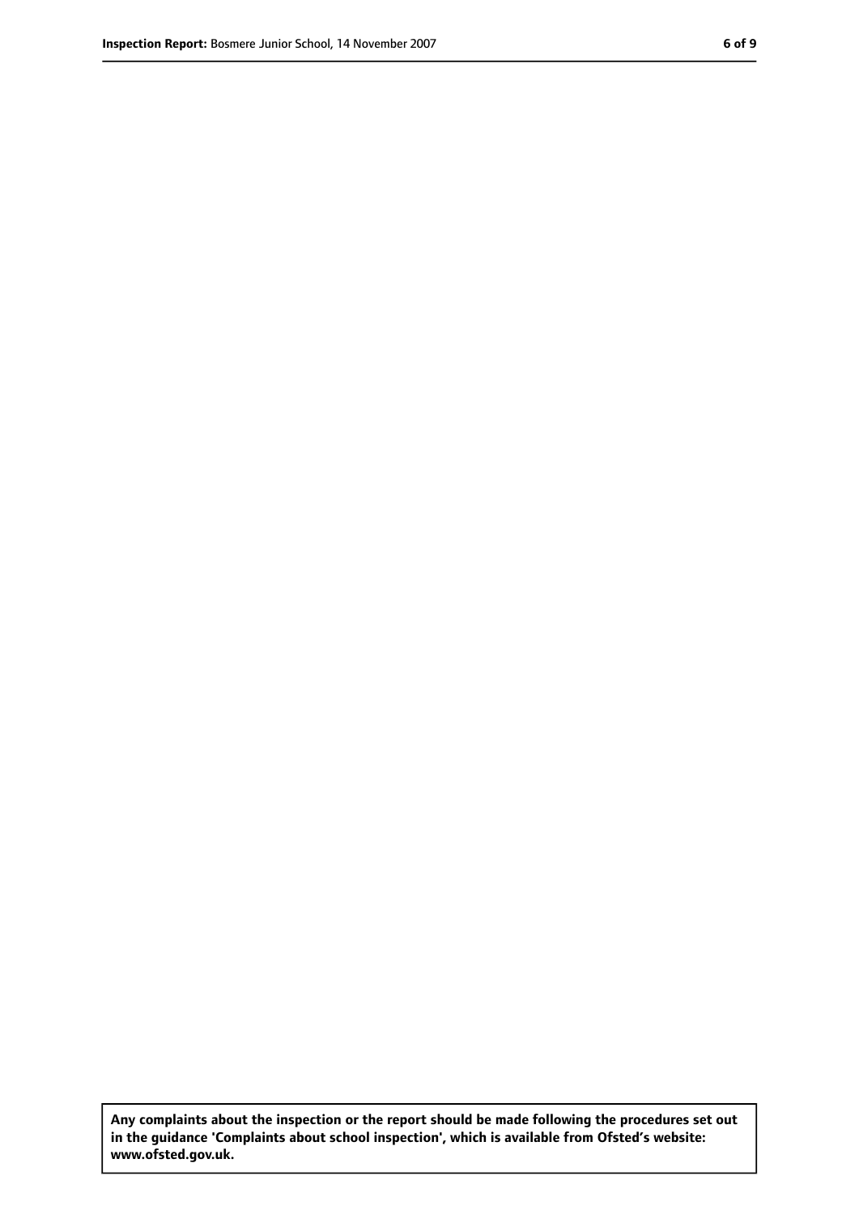**Any complaints about the inspection or the report should be made following the procedures set out in the guidance 'Complaints about school inspection', which is available from Ofsted's website: www.ofsted.gov.uk.**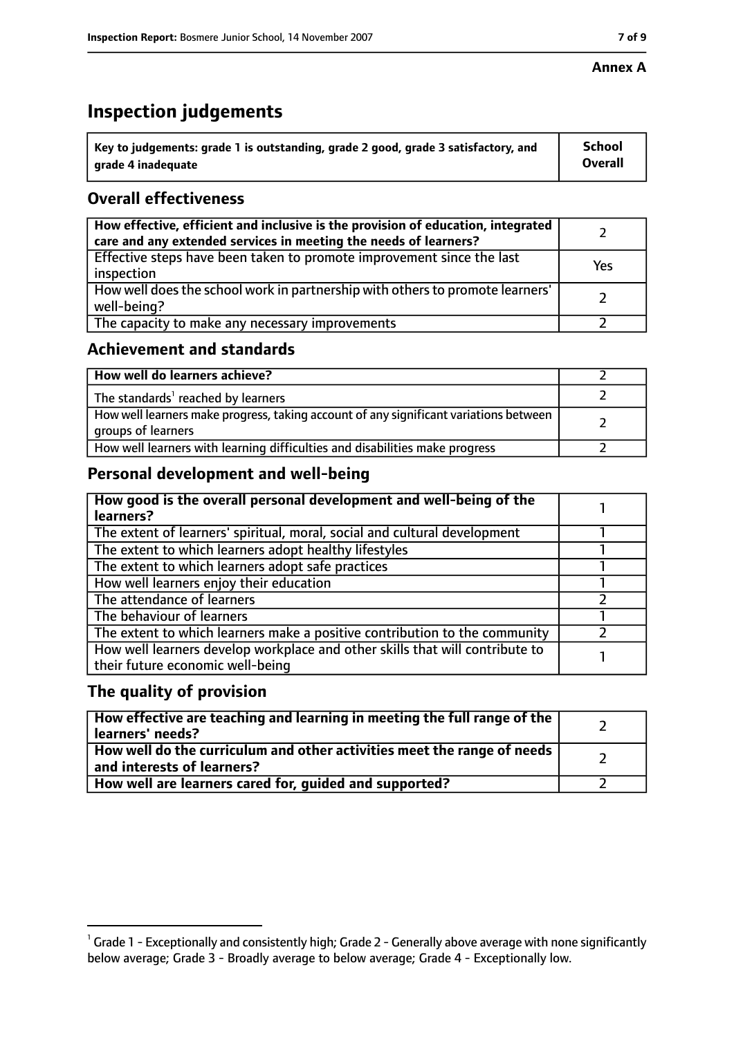**Annex A**

# Inspection judgements

| Key to judgements: grade 1 is outstanding, grade 2 good, grade 3 satisfactory, and grade 4 inadequate | School Overall |
|---|---|

## Overall effectiveness

| | |
|---|---|
| How effective, efficient and inclusive is the provision of education, integrated care and any extended services in meeting the needs of learners? | 2 |
| Effective steps have been taken to promote improvement since the last inspection | Yes |
| How well does the school work in partnership with others to promote learners' well-being? | 2 |
| The capacity to make any necessary improvements | 2 |

## Achievement and standards

| | |
|---|---|
| How well do learners achieve? | 2 |
| The standards[1] reached by learners | 2 |
| How well learners make progress, taking account of any significant variations between groups of learners | 2 |
| How well learners with learning difficulties and disabilities make progress | 2 |

## Personal development and well-being

| | |
|---|---|
| How good is the overall personal development and well-being of the learners? | 1 |
| The extent of learners' spiritual, moral, social and cultural development | 1 |
| The extent to which learners adopt healthy lifestyles | 1 |
| The extent to which learners adopt safe practices | 1 |
| How well learners enjoy their education | 1 |
| The attendance of learners | 2 |
| The behaviour of learners | 1 |
| The extent to which learners make a positive contribution to the community | 2 |
| How well learners develop workplace and other skills that will contribute to their future economic well-being | 1 |

## The quality of provision

| | |
|---|---|
| How effective are teaching and learning in meeting the full range of the learners' needs? | 2 |
| How well do the curriculum and other activities meet the range of needs and interests of learners? | 2 |
| How well are learners cared for, guided and supported? | 2 |

[1] Grade 1 - Exceptionally and consistently high; Grade 2 - Generally above average with none significantly below average; Grade 3 - Broadly average to below average; Grade 4 - Exceptionally low.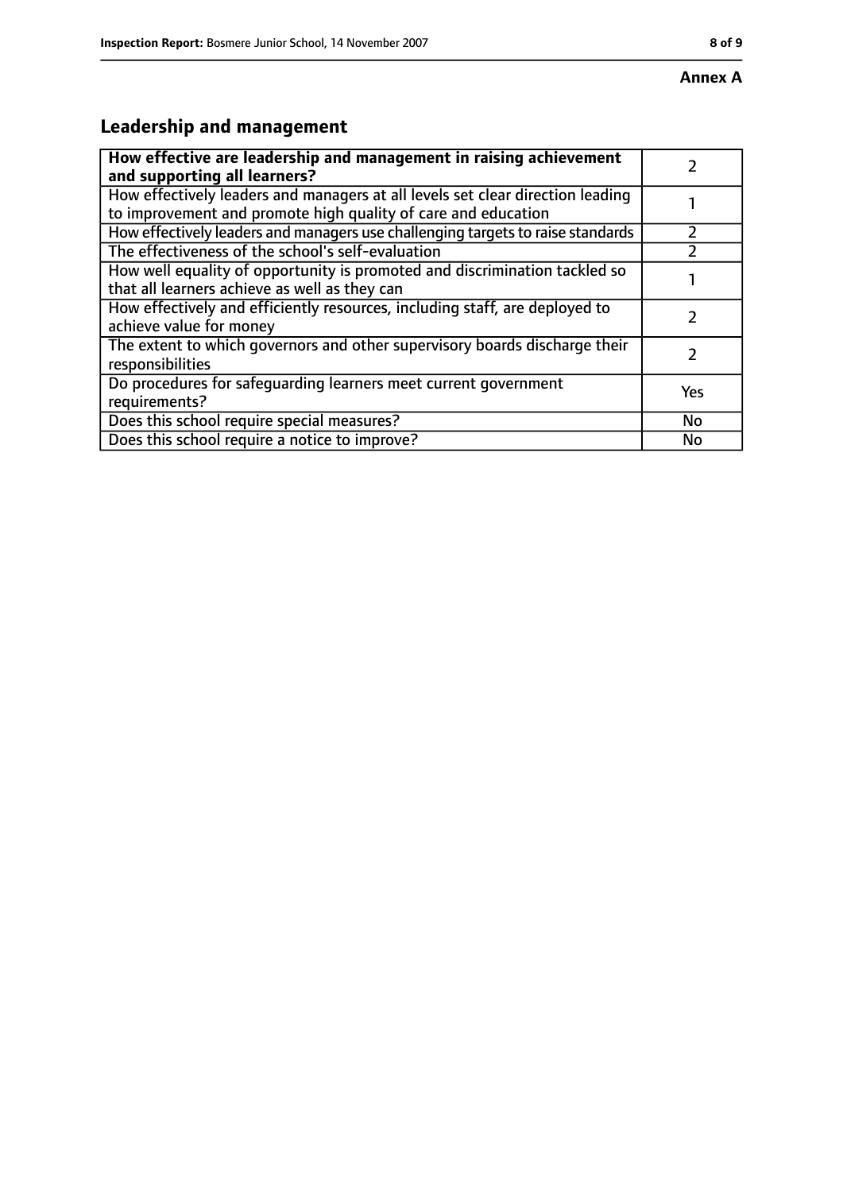**Annex A**

## Leadership and management

| How effective are leadership and management in raising achievement and supporting all learners? | 2 |
|---|---|
| How effectively leaders and managers at all levels set clear direction leading to improvement and promote high quality of care and education | 1 |
| How effectively leaders and managers use challenging targets to raise standards | 2 |
| The effectiveness of the school's self-evaluation | 2 |
| How well equality of opportunity is promoted and discrimination tackled so that all learners achieve as well as they can | 1 |
| How effectively and efficiently resources, including staff, are deployed to achieve value for money | 2 |
| The extent to which governors and other supervisory boards discharge their responsibilities | 2 |
| Do procedures for safeguarding learners meet current government requirements? | Yes |
| Does this school require special measures? | No |
| Does this school require a notice to improve? | No |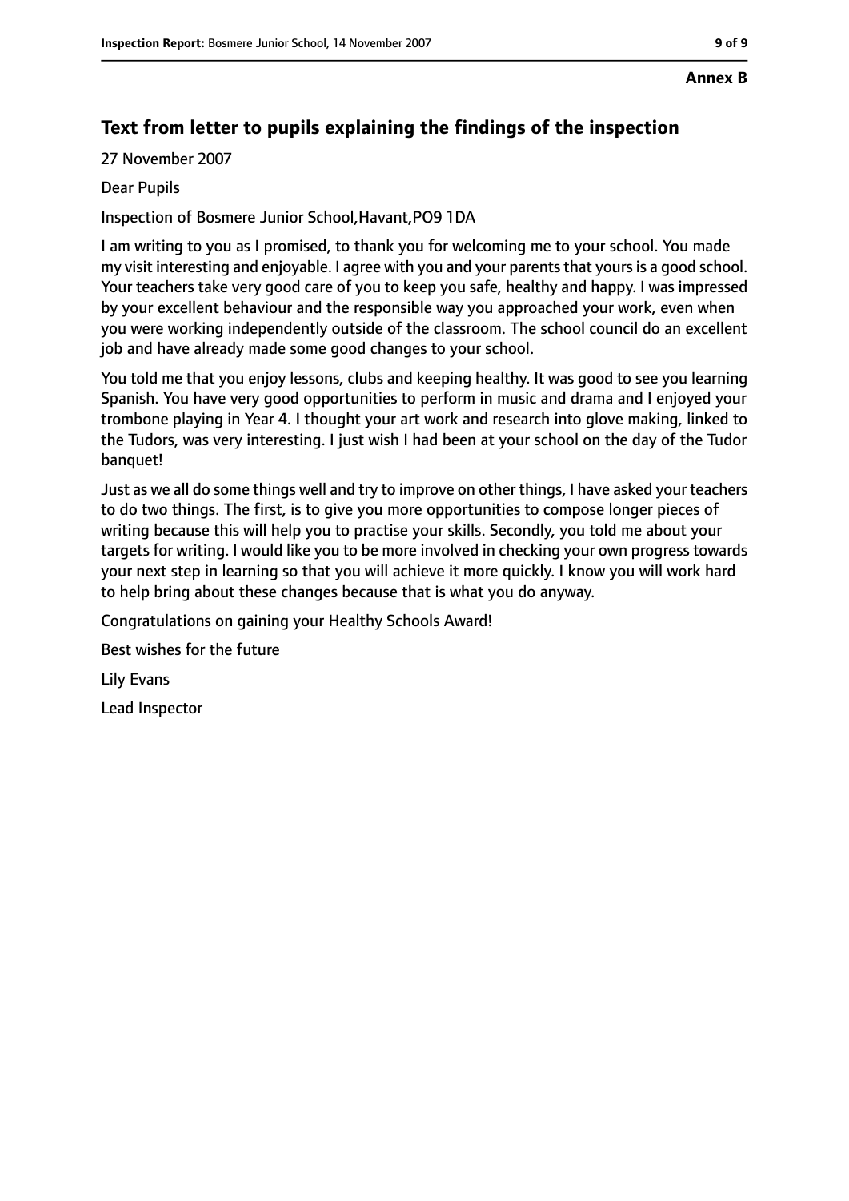**Annex B**

## Text from letter to pupils explaining the findings of the inspection

27 November 2007

Dear Pupils

Inspection of Bosmere Junior School,Havant,PO9 1DA

I am writing to you as I promised, to thank you for welcoming me to your school. You made my visit interesting and enjoyable. I agree with you and your parents that yours is a good school. Your teachers take very good care of you to keep you safe, healthy and happy. I was impressed by your excellent behaviour and the responsible way you approached your work, even when you were working independently outside of the classroom. The school council do an excellent job and have already made some good changes to your school.

You told me that you enjoy lessons, clubs and keeping healthy. It was good to see you learning Spanish. You have very good opportunities to perform in music and drama and I enjoyed your trombone playing in Year 4. I thought your art work and research into glove making, linked to the Tudors, was very interesting. I just wish I had been at your school on the day of the Tudor banquet!

Just as we all do some things well and try to improve on other things, I have asked your teachers to do two things. The first, is to give you more opportunities to compose longer pieces of writing because this will help you to practise your skills. Secondly, you told me about your targets for writing. I would like you to be more involved in checking your own progress towards your next step in learning so that you will achieve it more quickly. I know you will work hard to help bring about these changes because that is what you do anyway.

Congratulations on gaining your Healthy Schools Award!

Best wishes for the future

Lily Evans

Lead Inspector